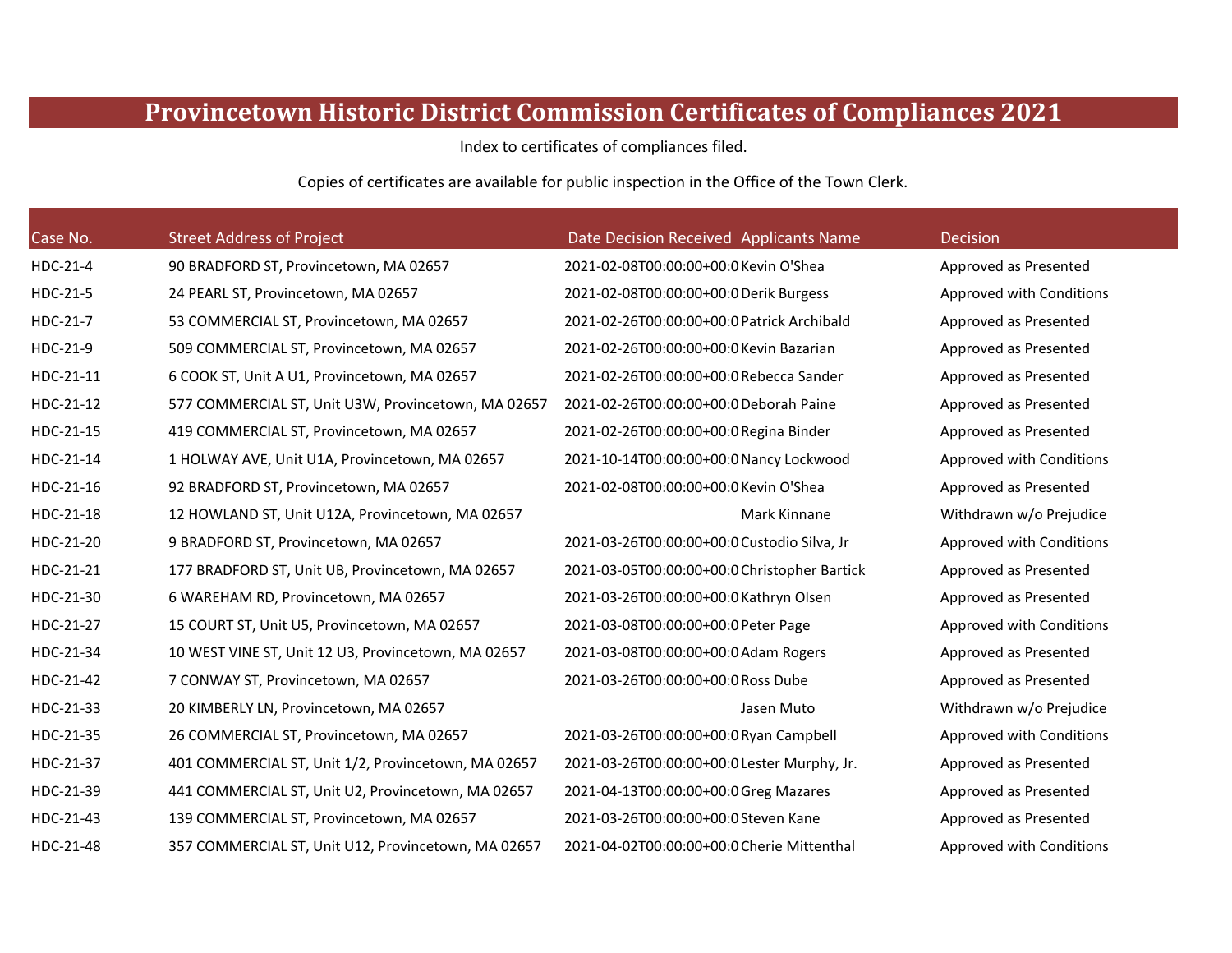# Provincetown Historic District Commission Certificates of Compliances 2021

Index to certificates of compliances filed.

Copies of certificates are available for public inspection in the Office of the Town Clerk.

| Case No. | Street Address of Project | Date Decision Received | Applicants Name | Decision |
|---|---|---|---|---|
| HDC-21-4 | 90 BRADFORD ST, Provincetown, MA 02657 | 2021-02-08T00:00:00+00:0 | Kevin O'Shea | Approved as Presented |
| HDC-21-5 | 24 PEARL ST, Provincetown, MA 02657 | 2021-02-08T00:00:00+00:0 | Derik Burgess | Approved with Conditions |
| HDC-21-7 | 53 COMMERCIAL ST, Provincetown, MA 02657 | 2021-02-26T00:00:00+00:0 | Patrick Archibald | Approved as Presented |
| HDC-21-9 | 509 COMMERCIAL ST, Provincetown, MA 02657 | 2021-02-26T00:00:00+00:0 | Kevin Bazarian | Approved as Presented |
| HDC-21-11 | 6 COOK ST, Unit A U1, Provincetown, MA 02657 | 2021-02-26T00:00:00+00:0 | Rebecca Sander | Approved as Presented |
| HDC-21-12 | 577 COMMERCIAL ST, Unit U3W, Provincetown, MA 02657 | 2021-02-26T00:00:00+00:0 | Deborah Paine | Approved as Presented |
| HDC-21-15 | 419 COMMERCIAL ST, Provincetown, MA 02657 | 2021-02-26T00:00:00+00:0 | Regina Binder | Approved as Presented |
| HDC-21-14 | 1 HOLWAY AVE, Unit U1A, Provincetown, MA 02657 | 2021-10-14T00:00:00+00:0 | Nancy Lockwood | Approved with Conditions |
| HDC-21-16 | 92 BRADFORD ST, Provincetown, MA 02657 | 2021-02-08T00:00:00+00:0 | Kevin O'Shea | Approved as Presented |
| HDC-21-18 | 12 HOWLAND ST, Unit U12A, Provincetown, MA 02657 | | Mark Kinnane | Withdrawn w/o Prejudice |
| HDC-21-20 | 9 BRADFORD ST, Provincetown, MA 02657 | 2021-03-26T00:00:00+00:0 | Custodio Silva, Jr | Approved with Conditions |
| HDC-21-21 | 177 BRADFORD ST, Unit UB, Provincetown, MA 02657 | 2021-03-05T00:00:00+00:0 | Christopher Bartick | Approved as Presented |
| HDC-21-30 | 6 WAREHAM RD, Provincetown, MA 02657 | 2021-03-26T00:00:00+00:0 | Kathryn Olsen | Approved as Presented |
| HDC-21-27 | 15 COURT ST, Unit U5, Provincetown, MA 02657 | 2021-03-08T00:00:00+00:0 | Peter Page | Approved with Conditions |
| HDC-21-34 | 10 WEST VINE ST, Unit 12 U3, Provincetown, MA 02657 | 2021-03-08T00:00:00+00:0 | Adam Rogers | Approved as Presented |
| HDC-21-42 | 7 CONWAY ST, Provincetown, MA 02657 | 2021-03-26T00:00:00+00:0 | Ross Dube | Approved as Presented |
| HDC-21-33 | 20 KIMBERLY LN, Provincetown, MA 02657 | | Jasen Muto | Withdrawn w/o Prejudice |
| HDC-21-35 | 26 COMMERCIAL ST, Provincetown, MA 02657 | 2021-03-26T00:00:00+00:0 | Ryan Campbell | Approved with Conditions |
| HDC-21-37 | 401 COMMERCIAL ST, Unit 1/2, Provincetown, MA 02657 | 2021-03-26T00:00:00+00:0 | Lester Murphy, Jr. | Approved as Presented |
| HDC-21-39 | 441 COMMERCIAL ST, Unit U2, Provincetown, MA 02657 | 2021-04-13T00:00:00+00:0 | Greg Mazares | Approved as Presented |
| HDC-21-43 | 139 COMMERCIAL ST, Provincetown, MA 02657 | 2021-03-26T00:00:00+00:0 | Steven Kane | Approved as Presented |
| HDC-21-48 | 357 COMMERCIAL ST, Unit U12, Provincetown, MA 02657 | 2021-04-02T00:00:00+00:0 | Cherie Mittenthal | Approved with Conditions |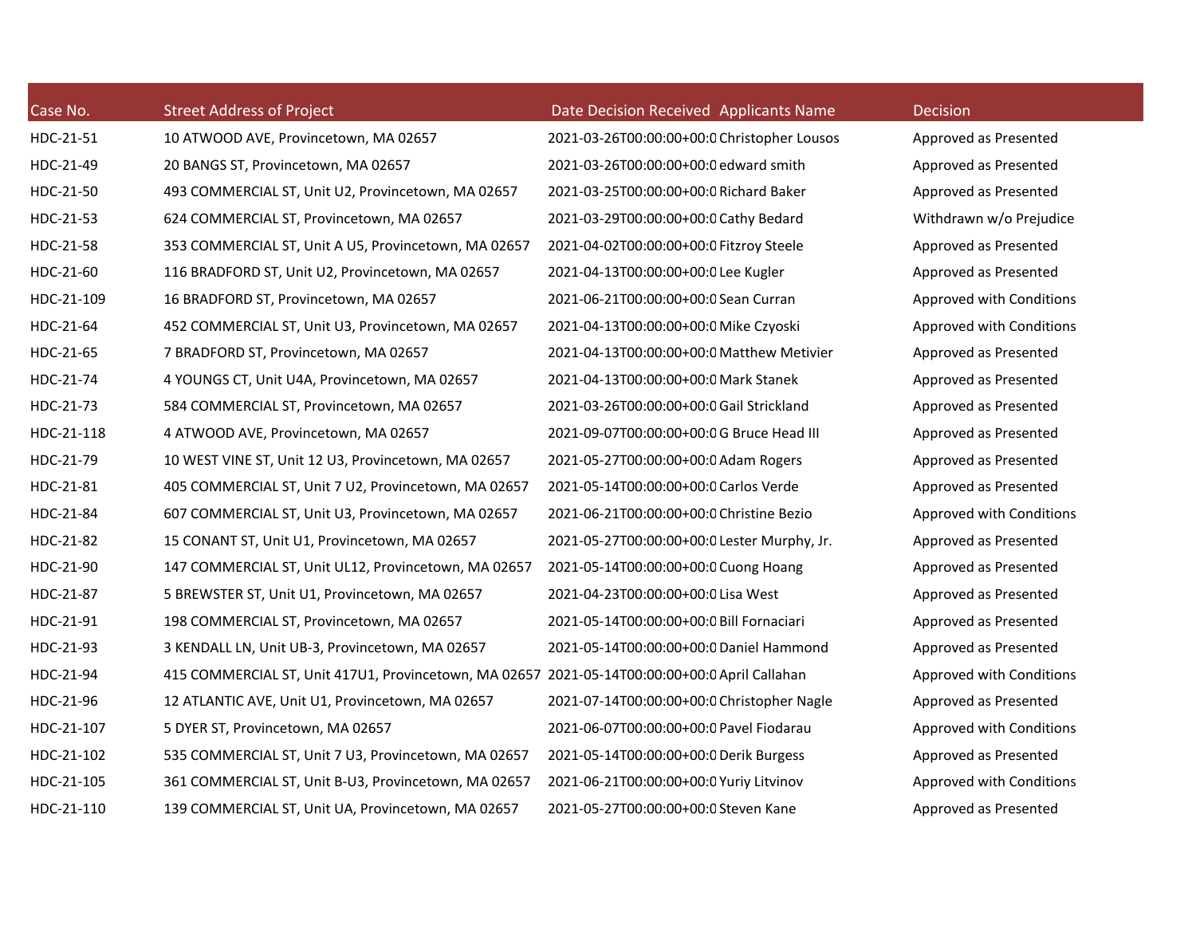| Case No. | Street Address of Project | Date Decision Received | Applicants Name | Decision |
|---|---|---|---|---|
| HDC-21-51 | 10 ATWOOD AVE, Provincetown, MA 02657 | 2021-03-26T00:00:00+00:0 | Christopher Lousos | Approved as Presented |
| HDC-21-49 | 20 BANGS ST, Provincetown, MA 02657 | 2021-03-26T00:00:00+00:0 | edward smith | Approved as Presented |
| HDC-21-50 | 493 COMMERCIAL ST, Unit U2, Provincetown, MA 02657 | 2021-03-25T00:00:00+00:0 | Richard Baker | Approved as Presented |
| HDC-21-53 | 624 COMMERCIAL ST, Provincetown, MA 02657 | 2021-03-29T00:00:00+00:0 | Cathy Bedard | Withdrawn w/o Prejudice |
| HDC-21-58 | 353 COMMERCIAL ST, Unit A U5, Provincetown, MA 02657 | 2021-04-02T00:00:00+00:0 | Fitzroy Steele | Approved as Presented |
| HDC-21-60 | 116 BRADFORD ST, Unit U2, Provincetown, MA 02657 | 2021-04-13T00:00:00+00:0 | Lee Kugler | Approved as Presented |
| HDC-21-109 | 16 BRADFORD ST, Provincetown, MA 02657 | 2021-06-21T00:00:00+00:0 | Sean Curran | Approved with Conditions |
| HDC-21-64 | 452 COMMERCIAL ST, Unit U3, Provincetown, MA 02657 | 2021-04-13T00:00:00+00:0 | Mike Czyoski | Approved with Conditions |
| HDC-21-65 | 7 BRADFORD ST, Provincetown, MA 02657 | 2021-04-13T00:00:00+00:0 | Matthew Metivier | Approved as Presented |
| HDC-21-74 | 4 YOUNGS CT, Unit U4A, Provincetown, MA 02657 | 2021-04-13T00:00:00+00:0 | Mark Stanek | Approved as Presented |
| HDC-21-73 | 584 COMMERCIAL ST, Provincetown, MA 02657 | 2021-03-26T00:00:00+00:0 | Gail Strickland | Approved as Presented |
| HDC-21-118 | 4 ATWOOD AVE, Provincetown, MA 02657 | 2021-09-07T00:00:00+00:0 | G Bruce Head III | Approved as Presented |
| HDC-21-79 | 10 WEST VINE ST, Unit 12 U3, Provincetown, MA 02657 | 2021-05-27T00:00:00+00:0 | Adam Rogers | Approved as Presented |
| HDC-21-81 | 405 COMMERCIAL ST, Unit 7 U2, Provincetown, MA 02657 | 2021-05-14T00:00:00+00:0 | Carlos Verde | Approved as Presented |
| HDC-21-84 | 607 COMMERCIAL ST, Unit U3, Provincetown, MA 02657 | 2021-06-21T00:00:00+00:0 | Christine Bezio | Approved with Conditions |
| HDC-21-82 | 15 CONANT ST, Unit U1, Provincetown, MA 02657 | 2021-05-27T00:00:00+00:0 | Lester Murphy, Jr. | Approved as Presented |
| HDC-21-90 | 147 COMMERCIAL ST, Unit UL12, Provincetown, MA 02657 | 2021-05-14T00:00:00+00:0 | Cuong Hoang | Approved as Presented |
| HDC-21-87 | 5 BREWSTER ST, Unit U1, Provincetown, MA 02657 | 2021-04-23T00:00:00+00:0 | Lisa West | Approved as Presented |
| HDC-21-91 | 198 COMMERCIAL ST, Provincetown, MA 02657 | 2021-05-14T00:00:00+00:0 | Bill Fornaciari | Approved as Presented |
| HDC-21-93 | 3 KENDALL LN, Unit UB-3, Provincetown, MA 02657 | 2021-05-14T00:00:00+00:0 | Daniel Hammond | Approved as Presented |
| HDC-21-94 | 415 COMMERCIAL ST, Unit 417U1, Provincetown, MA 02657 | 2021-05-14T00:00:00+00:0 | April Callahan | Approved with Conditions |
| HDC-21-96 | 12 ATLANTIC AVE, Unit U1, Provincetown, MA 02657 | 2021-07-14T00:00:00+00:0 | Christopher Nagle | Approved as Presented |
| HDC-21-107 | 5 DYER ST, Provincetown, MA 02657 | 2021-06-07T00:00:00+00:0 | Pavel Fiodarau | Approved with Conditions |
| HDC-21-102 | 535 COMMERCIAL ST, Unit 7 U3, Provincetown, MA 02657 | 2021-05-14T00:00:00+00:0 | Derik Burgess | Approved as Presented |
| HDC-21-105 | 361 COMMERCIAL ST, Unit B-U3, Provincetown, MA 02657 | 2021-06-21T00:00:00+00:0 | Yuriy Litvinov | Approved with Conditions |
| HDC-21-110 | 139 COMMERCIAL ST, Unit UA, Provincetown, MA 02657 | 2021-05-27T00:00:00+00:0 | Steven Kane | Approved as Presented |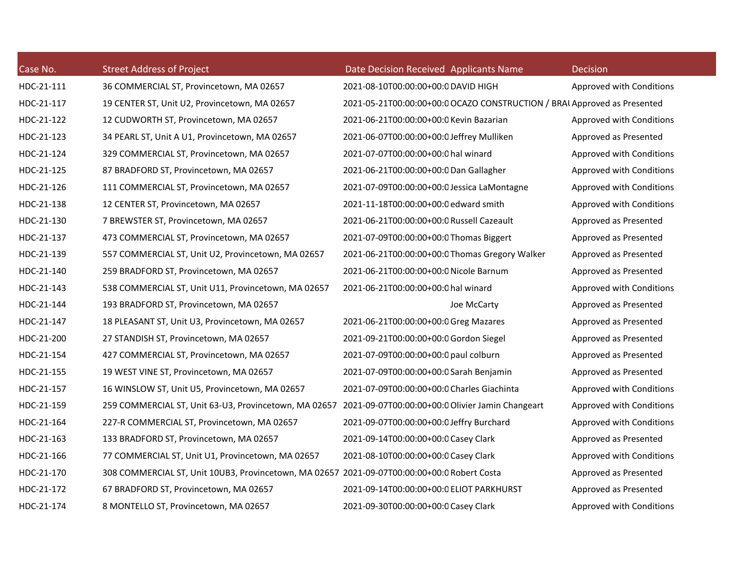| Case No. | Street Address of Project | Date Decision Received | Applicants Name | Decision |
|---|---|---|---|---|
| HDC-21-111 | 36 COMMERCIAL ST, Provincetown, MA 02657 | 2021-08-10T00:00:00+00:0 | DAVID HIGH | Approved with Conditions |
| HDC-21-117 | 19 CENTER ST, Unit U2, Provincetown, MA 02657 | 2021-05-21T00:00:00+00:0 | OCAZO CONSTRUCTION / BRAI | Approved as Presented |
| HDC-21-122 | 12 CUDWORTH ST, Provincetown, MA 02657 | 2021-06-21T00:00:00+00:0 | Kevin Bazarian | Approved with Conditions |
| HDC-21-123 | 34 PEARL ST, Unit A U1, Provincetown, MA 02657 | 2021-06-07T00:00:00+00:0 | Jeffrey Mulliken | Approved as Presented |
| HDC-21-124 | 329 COMMERCIAL ST, Provincetown, MA 02657 | 2021-07-07T00:00:00+00:0 | hal winard | Approved with Conditions |
| HDC-21-125 | 87 BRADFORD ST, Provincetown, MA 02657 | 2021-06-21T00:00:00+00:0 | Dan Gallagher | Approved with Conditions |
| HDC-21-126 | 111 COMMERCIAL ST, Provincetown, MA 02657 | 2021-07-09T00:00:00+00:0 | Jessica LaMontagne | Approved with Conditions |
| HDC-21-138 | 12 CENTER ST, Provincetown, MA 02657 | 2021-11-18T00:00:00+00:0 | edward smith | Approved with Conditions |
| HDC-21-130 | 7 BREWSTER ST, Provincetown, MA 02657 | 2021-06-21T00:00:00+00:0 | Russell Cazeault | Approved as Presented |
| HDC-21-137 | 473 COMMERCIAL ST, Provincetown, MA 02657 | 2021-07-09T00:00:00+00:0 | Thomas Biggert | Approved as Presented |
| HDC-21-139 | 557 COMMERCIAL ST, Unit U2, Provincetown, MA 02657 | 2021-06-21T00:00:00+00:0 | Thomas Gregory Walker | Approved as Presented |
| HDC-21-140 | 259 BRADFORD ST, Provincetown, MA 02657 | 2021-06-21T00:00:00+00:0 | Nicole Barnum | Approved as Presented |
| HDC-21-143 | 538 COMMERCIAL ST, Unit U11, Provincetown, MA 02657 | 2021-06-21T00:00:00+00:0 | hal winard | Approved with Conditions |
| HDC-21-144 | 193 BRADFORD ST, Provincetown, MA 02657 | | Joe McCarty | Approved as Presented |
| HDC-21-147 | 18 PLEASANT ST, Unit U3, Provincetown, MA 02657 | 2021-06-21T00:00:00+00:0 | Greg Mazares | Approved as Presented |
| HDC-21-200 | 27 STANDISH ST, Provincetown, MA 02657 | 2021-09-21T00:00:00+00:0 | Gordon Siegel | Approved as Presented |
| HDC-21-154 | 427 COMMERCIAL ST, Provincetown, MA 02657 | 2021-07-09T00:00:00+00:0 | paul colburn | Approved as Presented |
| HDC-21-155 | 19 WEST VINE ST, Provincetown, MA 02657 | 2021-07-09T00:00:00+00:0 | Sarah Benjamin | Approved as Presented |
| HDC-21-157 | 16 WINSLOW ST, Unit U5, Provincetown, MA 02657 | 2021-07-09T00:00:00+00:0 | Charles Giachinta | Approved with Conditions |
| HDC-21-159 | 259 COMMERCIAL ST, Unit 63-U3, Provincetown, MA 02657 | 2021-09-07T00:00:00+00:0 | Olivier Jamin Changeart | Approved with Conditions |
| HDC-21-164 | 227-R COMMERCIAL ST, Provincetown, MA 02657 | 2021-09-07T00:00:00+00:0 | Jeffry Burchard | Approved with Conditions |
| HDC-21-163 | 133 BRADFORD ST, Provincetown, MA 02657 | 2021-09-14T00:00:00+00:0 | Casey Clark | Approved as Presented |
| HDC-21-166 | 77 COMMERCIAL ST, Unit U1, Provincetown, MA 02657 | 2021-08-10T00:00:00+00:0 | Casey Clark | Approved with Conditions |
| HDC-21-170 | 308 COMMERCIAL ST, Unit 10UB3, Provincetown, MA 02657 | 2021-09-07T00:00:00+00:0 | Robert Costa | Approved as Presented |
| HDC-21-172 | 67 BRADFORD ST, Provincetown, MA 02657 | 2021-09-14T00:00:00+00:0 | ELIOT PARKHURST | Approved as Presented |
| HDC-21-174 | 8 MONTELLO ST, Provincetown, MA 02657 | 2021-09-30T00:00:00+00:0 | Casey Clark | Approved with Conditions |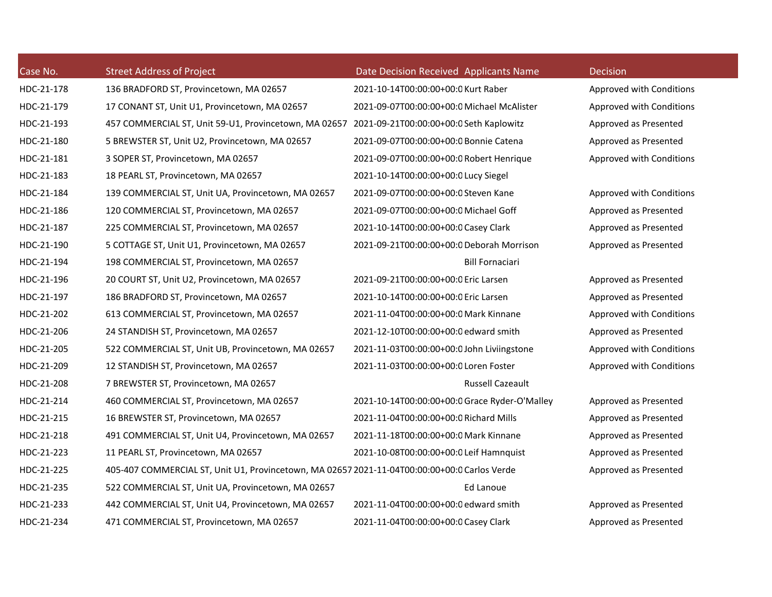| Case No. | Street Address of Project | Date Decision Received | Applicants Name | Decision |
|---|---|---|---|---|
| HDC-21-178 | 136 BRADFORD ST, Provincetown, MA 02657 | 2021-10-14T00:00:00+00:0 | Kurt Raber | Approved with Conditions |
| HDC-21-179 | 17 CONANT ST, Unit U1, Provincetown, MA 02657 | 2021-09-07T00:00:00+00:0 | Michael McAlister | Approved with Conditions |
| HDC-21-193 | 457 COMMERCIAL ST, Unit 59-U1, Provincetown, MA 02657 | 2021-09-21T00:00:00+00:0 | Seth Kaplowitz | Approved as Presented |
| HDC-21-180 | 5 BREWSTER ST, Unit U2, Provincetown, MA 02657 | 2021-09-07T00:00:00+00:0 | Bonnie Catena | Approved as Presented |
| HDC-21-181 | 3 SOPER ST, Provincetown, MA 02657 | 2021-09-07T00:00:00+00:0 | Robert Henrique | Approved with Conditions |
| HDC-21-183 | 18 PEARL ST, Provincetown, MA 02657 | 2021-10-14T00:00:00+00:0 | Lucy Siegel | |
| HDC-21-184 | 139 COMMERCIAL ST, Unit UA, Provincetown, MA 02657 | 2021-09-07T00:00:00+00:0 | Steven Kane | Approved with Conditions |
| HDC-21-186 | 120 COMMERCIAL ST, Provincetown, MA 02657 | 2021-09-07T00:00:00+00:0 | Michael Goff | Approved as Presented |
| HDC-21-187 | 225 COMMERCIAL ST, Provincetown, MA 02657 | 2021-10-14T00:00:00+00:0 | Casey Clark | Approved as Presented |
| HDC-21-190 | 5 COTTAGE ST, Unit U1, Provincetown, MA 02657 | 2021-09-21T00:00:00+00:0 | Deborah Morrison | Approved as Presented |
| HDC-21-194 | 198 COMMERCIAL ST, Provincetown, MA 02657 | | Bill Fornaciari | |
| HDC-21-196 | 20 COURT ST, Unit U2, Provincetown, MA 02657 | 2021-09-21T00:00:00+00:0 | Eric Larsen | Approved as Presented |
| HDC-21-197 | 186 BRADFORD ST, Provincetown, MA 02657 | 2021-10-14T00:00:00+00:0 | Eric Larsen | Approved as Presented |
| HDC-21-202 | 613 COMMERCIAL ST, Provincetown, MA 02657 | 2021-11-04T00:00:00+00:0 | Mark Kinnane | Approved with Conditions |
| HDC-21-206 | 24 STANDISH ST, Provincetown, MA 02657 | 2021-12-10T00:00:00+00:0 | edward smith | Approved as Presented |
| HDC-21-205 | 522 COMMERCIAL ST, Unit UB, Provincetown, MA 02657 | 2021-11-03T00:00:00+00:0 | John Liviingstone | Approved with Conditions |
| HDC-21-209 | 12 STANDISH ST, Provincetown, MA 02657 | 2021-11-03T00:00:00+00:0 | Loren Foster | Approved with Conditions |
| HDC-21-208 | 7 BREWSTER ST, Provincetown, MA 02657 | | Russell Cazeault | |
| HDC-21-214 | 460 COMMERCIAL ST, Provincetown, MA 02657 | 2021-10-14T00:00:00+00:0 | Grace Ryder-O'Malley | Approved as Presented |
| HDC-21-215 | 16 BREWSTER ST, Provincetown, MA 02657 | 2021-11-04T00:00:00+00:0 | Richard Mills | Approved as Presented |
| HDC-21-218 | 491 COMMERCIAL ST, Unit U4, Provincetown, MA 02657 | 2021-11-18T00:00:00+00:0 | Mark Kinnane | Approved as Presented |
| HDC-21-223 | 11 PEARL ST, Provincetown, MA 02657 | 2021-10-08T00:00:00+00:0 | Leif Hamnquist | Approved as Presented |
| HDC-21-225 | 405-407 COMMERCIAL ST, Unit U1, Provincetown, MA 02657 | 2021-11-04T00:00:00+00:0 | Carlos Verde | Approved as Presented |
| HDC-21-235 | 522 COMMERCIAL ST, Unit UA, Provincetown, MA 02657 | | Ed Lanoue | |
| HDC-21-233 | 442 COMMERCIAL ST, Unit U4, Provincetown, MA 02657 | 2021-11-04T00:00:00+00:0 | edward smith | Approved as Presented |
| HDC-21-234 | 471 COMMERCIAL ST, Provincetown, MA 02657 | 2021-11-04T00:00:00+00:0 | Casey Clark | Approved as Presented |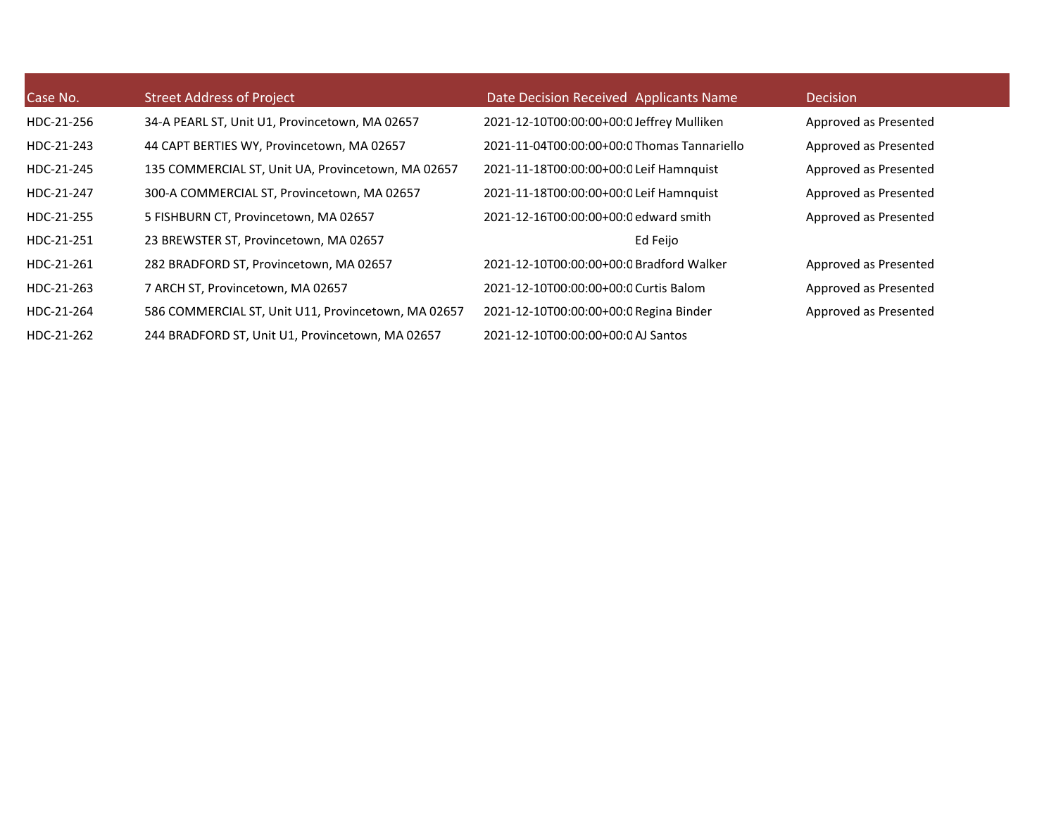| Case No. | Street Address of Project | Date Decision Received | Applicants Name | Decision |
|---|---|---|---|---|
| HDC-21-256 | 34-A PEARL ST, Unit U1, Provincetown, MA 02657 | 2021-12-10T00:00:00+00:0 | Jeffrey Mulliken | Approved as Presented |
| HDC-21-243 | 44 CAPT BERTIES WY, Provincetown, MA 02657 | 2021-11-04T00:00:00+00:0 | Thomas Tannariello | Approved as Presented |
| HDC-21-245 | 135 COMMERCIAL ST, Unit UA, Provincetown, MA 02657 | 2021-11-18T00:00:00+00:0 | Leif Hamnquist | Approved as Presented |
| HDC-21-247 | 300-A COMMERCIAL ST, Provincetown, MA 02657 | 2021-11-18T00:00:00+00:0 | Leif Hamnquist | Approved as Presented |
| HDC-21-255 | 5 FISHBURN CT, Provincetown, MA 02657 | 2021-12-16T00:00:00+00:0 | edward smith | Approved as Presented |
| HDC-21-251 | 23 BREWSTER ST, Provincetown, MA 02657 | | Ed Feijo | |
| HDC-21-261 | 282 BRADFORD ST, Provincetown, MA 02657 | 2021-12-10T00:00:00+00:0 | Bradford Walker | Approved as Presented |
| HDC-21-263 | 7 ARCH ST, Provincetown, MA 02657 | 2021-12-10T00:00:00+00:0 | Curtis Balom | Approved as Presented |
| HDC-21-264 | 586 COMMERCIAL ST, Unit U11, Provincetown, MA 02657 | 2021-12-10T00:00:00+00:0 | Regina Binder | Approved as Presented |
| HDC-21-262 | 244 BRADFORD ST, Unit U1, Provincetown, MA 02657 | 2021-12-10T00:00:00+00:0 | AJ Santos | |